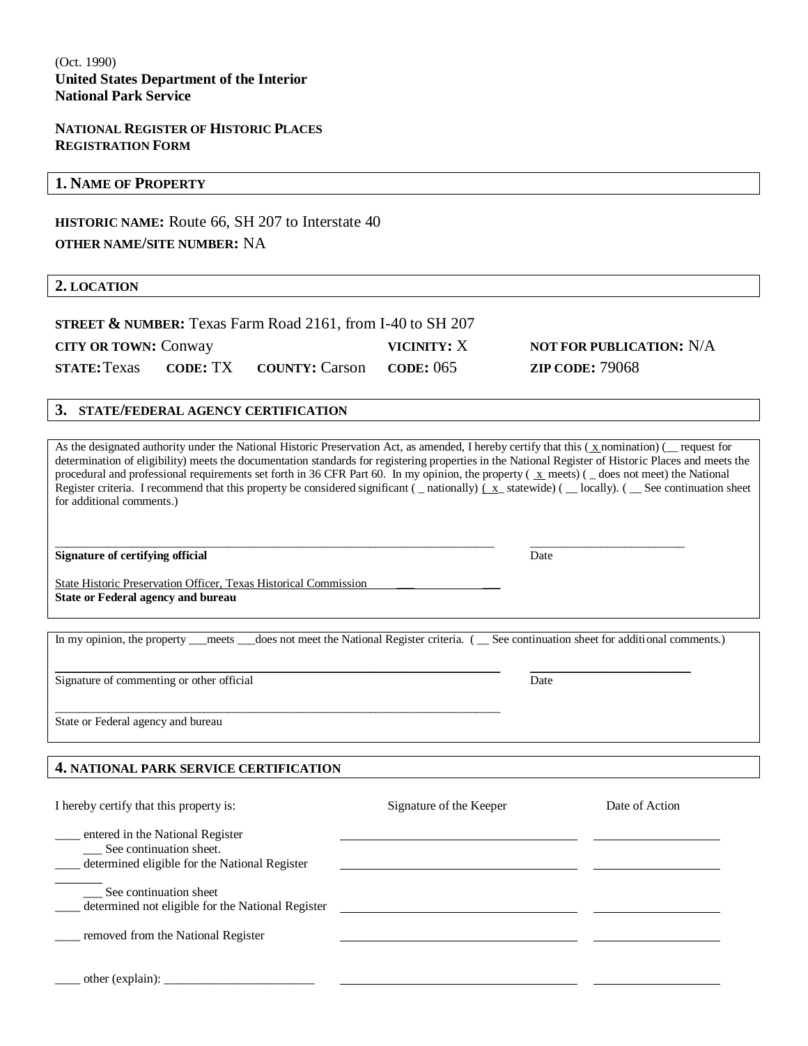(Oct. 1990)
**United States Department of the Interior**
**National Park Service**

**NATIONAL REGISTER OF HISTORIC PLACES**
**REGISTRATION FORM**

## 1. NAME OF PROPERTY

**HISTORIC NAME:** Route 66, SH 207 to Interstate 40
**OTHER NAME/SITE NUMBER:** NA

## 2. LOCATION

**STREET & NUMBER:** Texas Farm Road 2161, from I-40 to SH 207
**CITY OR TOWN:** Conway **VICINITY:** X **NOT FOR PUBLICATION:** N/A
**STATE:** Texas **CODE:** TX **COUNTY:** Carson **CODE:** 065 **ZIP CODE:** 79068

## 3. STATE/FEDERAL AGENCY CERTIFICATION

As the designated authority under the National Historic Preservation Act, as amended, I hereby certify that this ( x nomination) (__ request for determination of eligibility) meets the documentation standards for registering properties in the National Register of Historic Places and meets the procedural and professional requirements set forth in 36 CFR Part 60. In my opinion, the property ( x meets) ( _ does not meet) the National Register criteria. I recommend that this property be considered significant ( _ nationally) ( x statewide) ( __ locally). ( __ See continuation sheet for additional comments.)

___________________________________________ ____________________
**Signature of certifying official** Date

State Historic Preservation Officer, Texas Historical Commission
**State or Federal agency and bureau**

In my opinion, the property ___meets ___does not meet the National Register criteria. ( __ See continuation sheet for additional comments.)

___________________________________________ ____________________
Signature of commenting or other official Date

___________________________________________
State or Federal agency and bureau

## 4. NATIONAL PARK SERVICE CERTIFICATION

| I hereby certify that this property is: | Signature of the Keeper | Date of Action |
|---|---|---|
| ____ entered in the National Register<br>___ See continuation sheet. | | |
| ____ determined eligible for the National Register<br>___ See continuation sheet | | |
| ____ determined not eligible for the National Register | | |
| ____ removed from the National Register | | |
| ____ other (explain): ________________________ | | |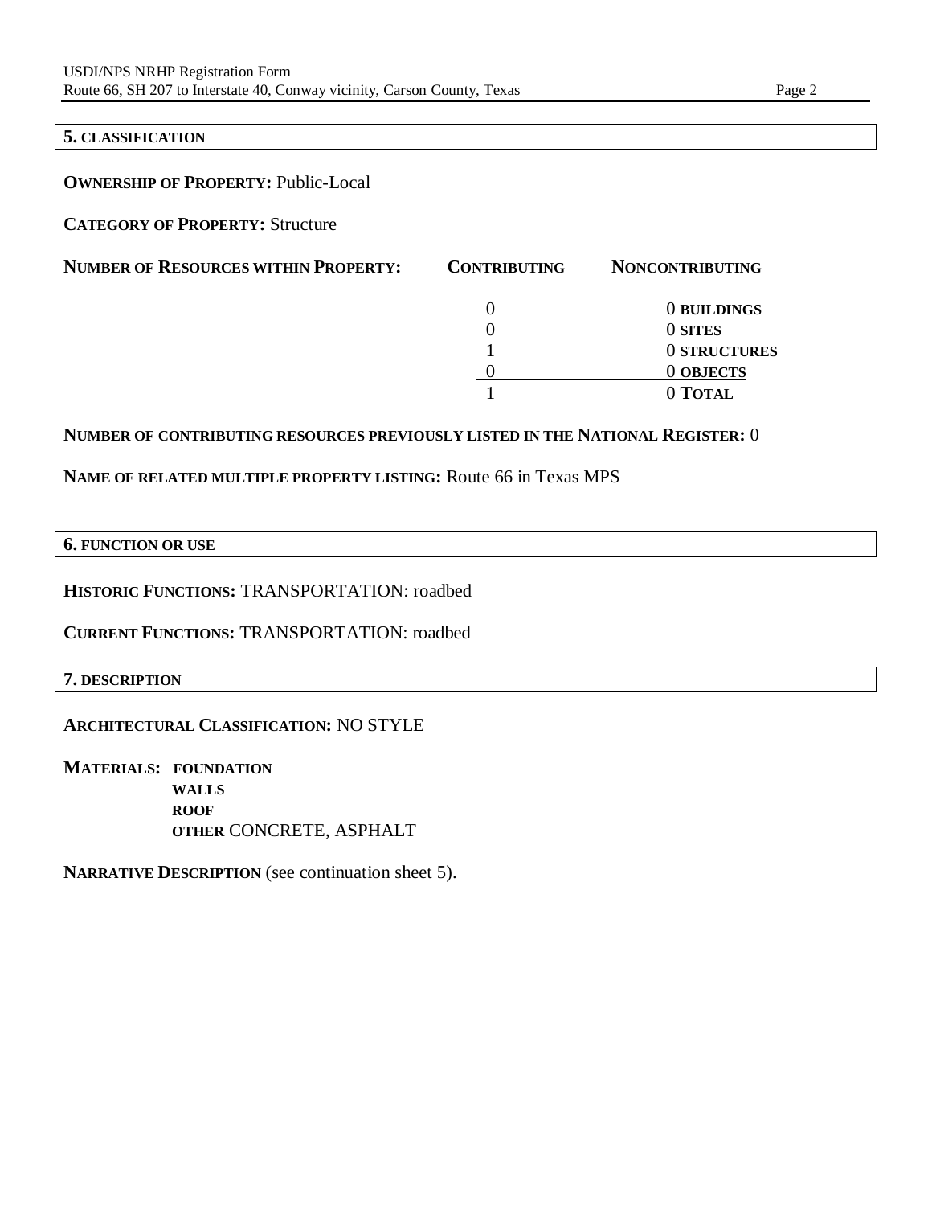## 5. CLASSIFICATION

**OWNERSHIP OF PROPERTY:** Public-Local

**CATEGORY OF PROPERTY:** Structure

**NUMBER OF RESOURCES WITHIN PROPERTY:**

| CONTRIBUTING | NONCONTRIBUTING | |
|---|---|---|
| 0 | 0 | BUILDINGS |
| 0 | 0 | SITES |
| 1 | 0 | STRUCTURES |
| 0 | 0 | OBJECTS |
| 1 | 0 | TOTAL |

**NUMBER OF CONTRIBUTING RESOURCES PREVIOUSLY LISTED IN THE NATIONAL REGISTER:** 0

**NAME OF RELATED MULTIPLE PROPERTY LISTING:** Route 66 in Texas MPS

## 6. FUNCTION OR USE

**HISTORIC FUNCTIONS:** TRANSPORTATION: roadbed

**CURRENT FUNCTIONS:** TRANSPORTATION: roadbed

## 7. DESCRIPTION

**ARCHITECTURAL CLASSIFICATION:** NO STYLE

**MATERIALS:** **FOUNDATION**
**WALLS**
**ROOF**
**OTHER** CONCRETE, ASPHALT

**NARRATIVE DESCRIPTION** (see continuation sheet 5).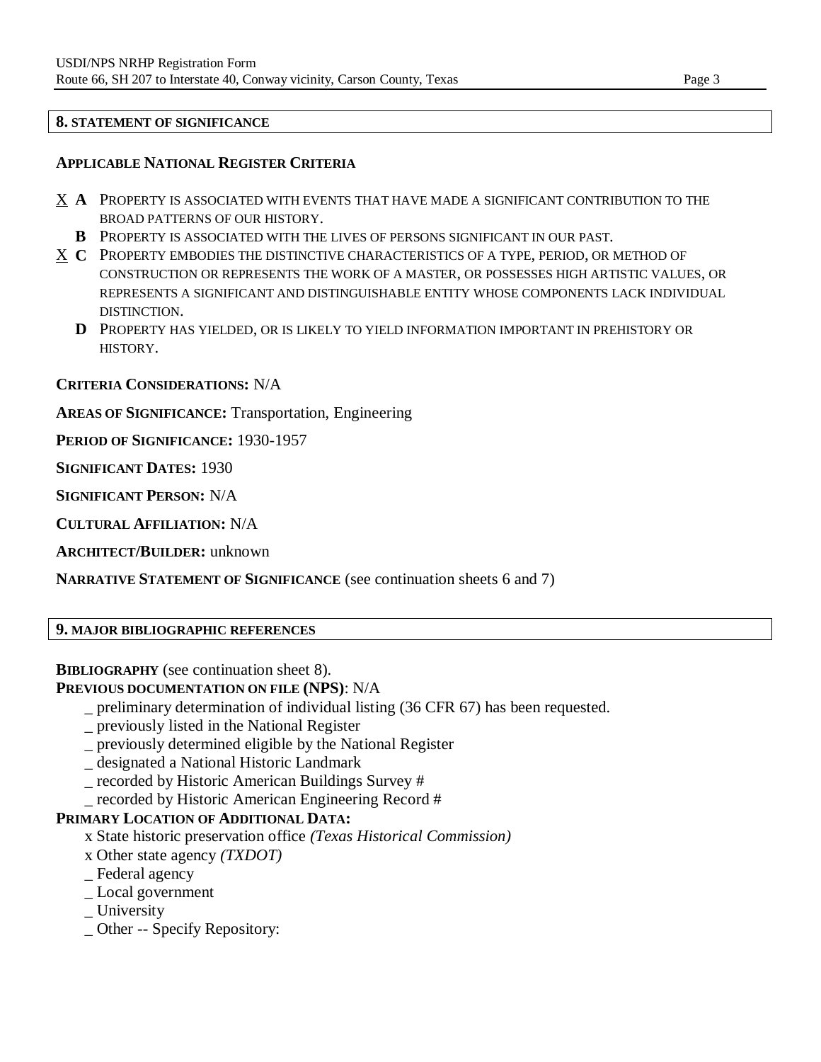## 8. STATEMENT OF SIGNIFICANCE

### APPLICABLE NATIONAL REGISTER CRITERIA

X **A** PROPERTY IS ASSOCIATED WITH EVENTS THAT HAVE MADE A SIGNIFICANT CONTRIBUTION TO THE BROAD PATTERNS OF OUR HISTORY.

**B** PROPERTY IS ASSOCIATED WITH THE LIVES OF PERSONS SIGNIFICANT IN OUR PAST.

X **C** PROPERTY EMBODIES THE DISTINCTIVE CHARACTERISTICS OF A TYPE, PERIOD, OR METHOD OF CONSTRUCTION OR REPRESENTS THE WORK OF A MASTER, OR POSSESSES HIGH ARTISTIC VALUES, OR REPRESENTS A SIGNIFICANT AND DISTINGUISHABLE ENTITY WHOSE COMPONENTS LACK INDIVIDUAL DISTINCTION.

**D** PROPERTY HAS YIELDED, OR IS LIKELY TO YIELD INFORMATION IMPORTANT IN PREHISTORY OR HISTORY.

**CRITERIA CONSIDERATIONS:** N/A

**AREAS OF SIGNIFICANCE:** Transportation, Engineering

**PERIOD OF SIGNIFICANCE:** 1930-1957

**SIGNIFICANT DATES:** 1930

**SIGNIFICANT PERSON:** N/A

**CULTURAL AFFILIATION:** N/A

**ARCHITECT/BUILDER:** unknown

**NARRATIVE STATEMENT OF SIGNIFICANCE** (see continuation sheets 6 and 7)

## 9. MAJOR BIBLIOGRAPHIC REFERENCES

**BIBLIOGRAPHY** (see continuation sheet 8).

**PREVIOUS DOCUMENTATION ON FILE (NPS)**: N/A

- _ preliminary determination of individual listing (36 CFR 67) has been requested.
- _ previously listed in the National Register
- _ previously determined eligible by the National Register
- _ designated a National Historic Landmark
- _ recorded by Historic American Buildings Survey #
- _ recorded by Historic American Engineering Record #

**PRIMARY LOCATION OF ADDITIONAL DATA:**

- x State historic preservation office *(Texas Historical Commission)*
- x Other state agency *(TXDOT)*
- _ Federal agency
- _ Local government
- _ University
- _ Other -- Specify Repository: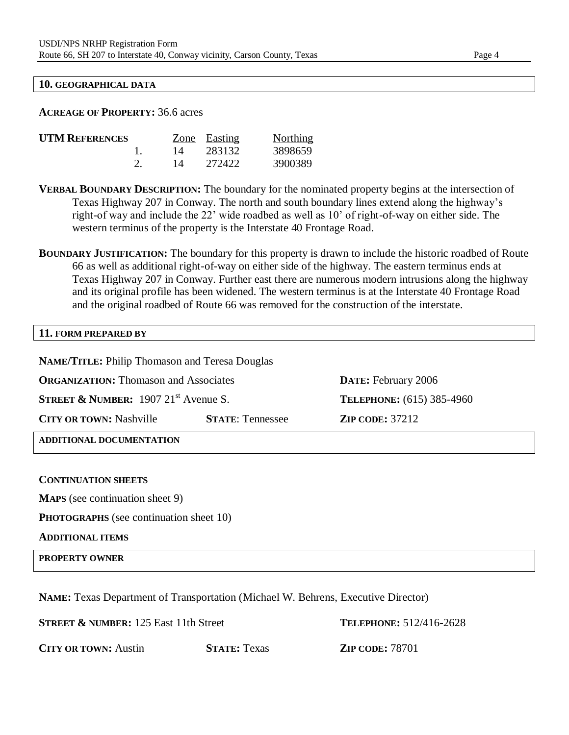## 10. GEOGRAPHICAL DATA

**ACREAGE OF PROPERTY:** 36.6 acres

**UTM REFERENCES**

| | Zone | Easting | Northing |
|---|---|---|---|
| 1. | 14 | 283132 | 3898659 |
| 2. | 14 | 272422 | 3900389 |

**VERBAL BOUNDARY DESCRIPTION:** The boundary for the nominated property begins at the intersection of Texas Highway 207 in Conway. The north and south boundary lines extend along the highway's right-of way and include the 22' wide roadbed as well as 10' of right-of-way on either side. The western terminus of the property is the Interstate 40 Frontage Road.

**BOUNDARY JUSTIFICATION:** The boundary for this property is drawn to include the historic roadbed of Route 66 as well as additional right-of-way on either side of the highway. The eastern terminus ends at Texas Highway 207 in Conway. Further east there are numerous modern intrusions along the highway and its original profile has been widened. The western terminus is at the Interstate 40 Frontage Road and the original roadbed of Route 66 was removed for the construction of the interstate.

## 11. FORM PREPARED BY

**NAME/TITLE:** Philip Thomason and Teresa Douglas

**ORGANIZATION:** Thomason and Associates — **DATE:** February 2006

**STREET & NUMBER:** 1907 21st Avenue S. — **TELEPHONE:** (615) 385-4960

**CITY OR TOWN:** Nashville — **STATE**: Tennessee — **ZIP CODE:** 37212

## ADDITIONAL DOCUMENTATION

**CONTINUATION SHEETS**

**MAPS** (see continuation sheet 9)

**PHOTOGRAPHS** (see continuation sheet 10)

**ADDITIONAL ITEMS**

## PROPERTY OWNER

**NAME:** Texas Department of Transportation (Michael W. Behrens, Executive Director)

**STREET & NUMBER:** 125 East 11th Street — **TELEPHONE:** 512/416-2628

**CITY OR TOWN:** Austin — **STATE:** Texas — **ZIP CODE:** 78701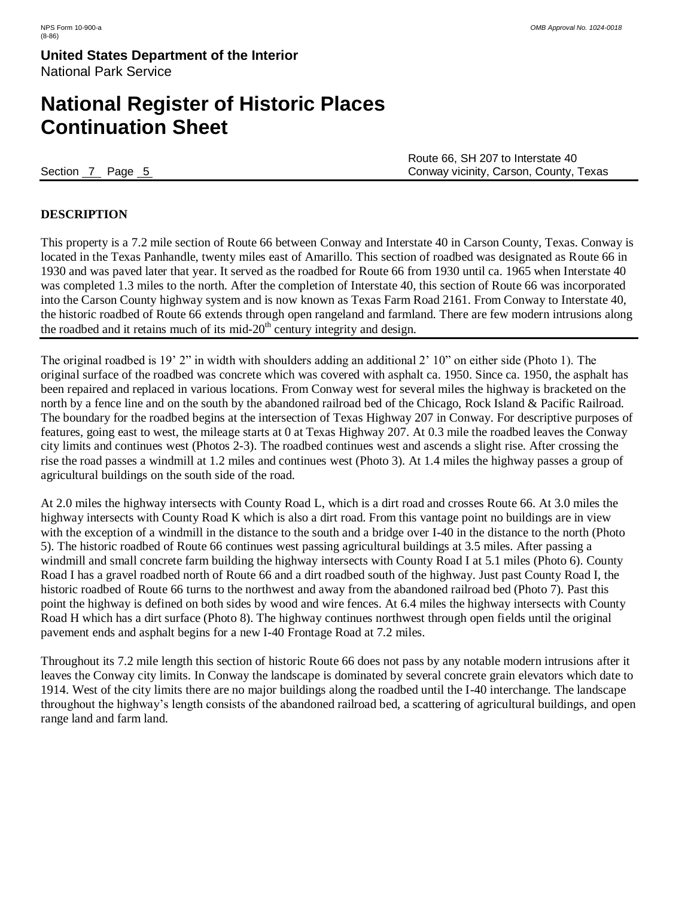## DESCRIPTION

This property is a 7.2 mile section of Route 66 between Conway and Interstate 40 in Carson County, Texas. Conway is located in the Texas Panhandle, twenty miles east of Amarillo. This section of roadbed was designated as Route 66 in 1930 and was paved later that year. It served as the roadbed for Route 66 from 1930 until ca. 1965 when Interstate 40 was completed 1.3 miles to the north. After the completion of Interstate 40, this section of Route 66 was incorporated into the Carson County highway system and is now known as Texas Farm Road 2161. From Conway to Interstate 40, the historic roadbed of Route 66 extends through open rangeland and farmland. There are few modern intrusions along the roadbed and it retains much of its mid-20th century integrity and design.

---

The original roadbed is 19' 2" in width with shoulders adding an additional 2' 10" on either side (Photo 1). The original surface of the roadbed was concrete which was covered with asphalt ca. 1950. Since ca. 1950, the asphalt has been repaired and replaced in various locations. From Conway west for several miles the highway is bracketed on the north by a fence line and on the south by the abandoned railroad bed of the Chicago, Rock Island & Pacific Railroad. The boundary for the roadbed begins at the intersection of Texas Highway 207 in Conway. For descriptive purposes of features, going east to west, the mileage starts at 0 at Texas Highway 207. At 0.3 mile the roadbed leaves the Conway city limits and continues west (Photos 2-3). The roadbed continues west and ascends a slight rise. After crossing the rise the road passes a windmill at 1.2 miles and continues west (Photo 3). At 1.4 miles the highway passes a group of agricultural buildings on the south side of the road.

At 2.0 miles the highway intersects with County Road L, which is a dirt road and crosses Route 66. At 3.0 miles the highway intersects with County Road K which is also a dirt road. From this vantage point no buildings are in view with the exception of a windmill in the distance to the south and a bridge over I-40 in the distance to the north (Photo 5). The historic roadbed of Route 66 continues west passing agricultural buildings at 3.5 miles. After passing a windmill and small concrete farm building the highway intersects with County Road I at 5.1 miles (Photo 6). County Road I has a gravel roadbed north of Route 66 and a dirt roadbed south of the highway. Just past County Road I, the historic roadbed of Route 66 turns to the northwest and away from the abandoned railroad bed (Photo 7). Past this point the highway is defined on both sides by wood and wire fences. At 6.4 miles the highway intersects with County Road H which has a dirt surface (Photo 8). The highway continues northwest through open fields until the original pavement ends and asphalt begins for a new I-40 Frontage Road at 7.2 miles.

Throughout its 7.2 mile length this section of historic Route 66 does not pass by any notable modern intrusions after it leaves the Conway city limits. In Conway the landscape is dominated by several concrete grain elevators which date to 1914. West of the city limits there are no major buildings along the roadbed until the I-40 interchange. The landscape throughout the highway's length consists of the abandoned railroad bed, a scattering of agricultural buildings, and open range land and farm land.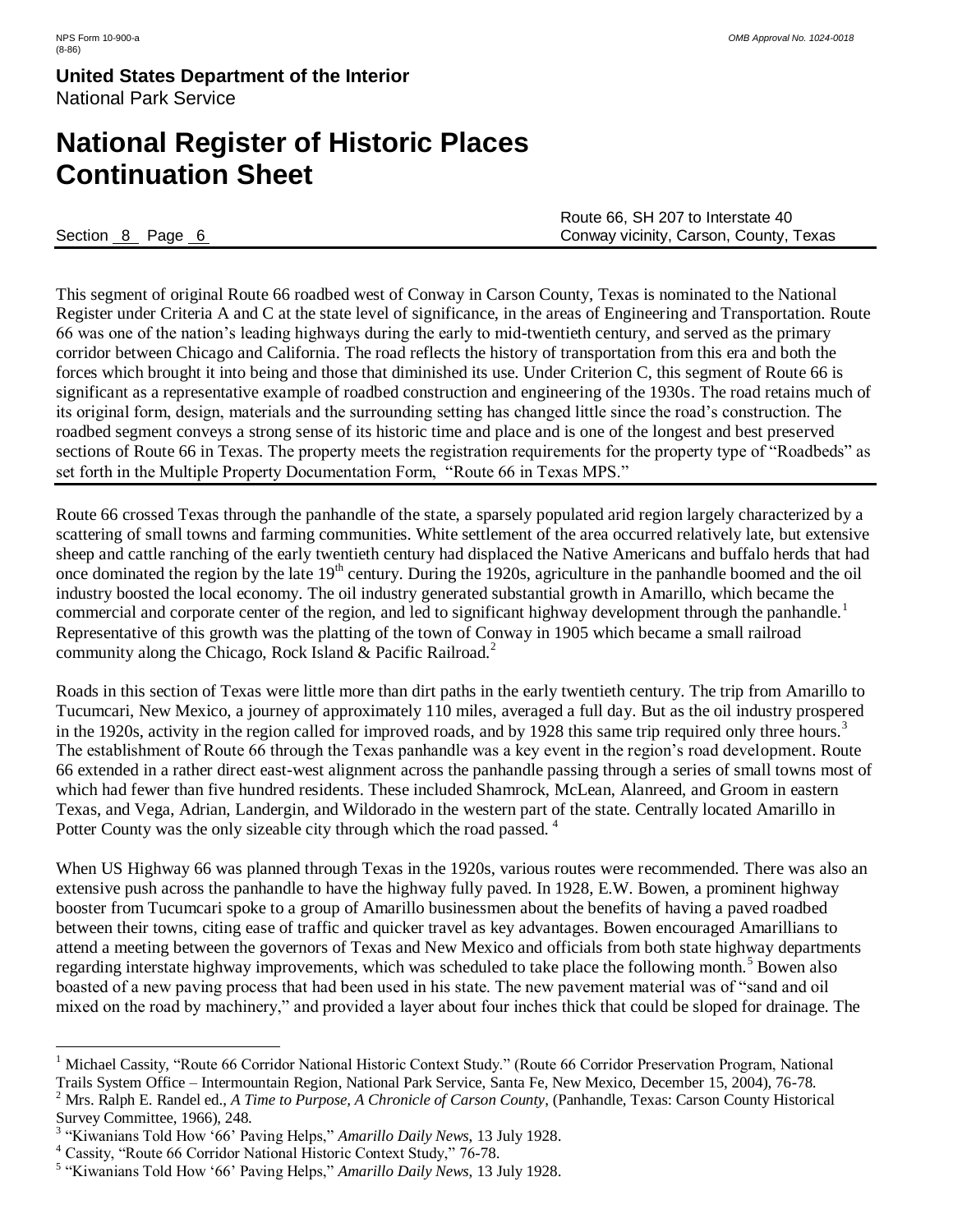This segment of original Route 66 roadbed west of Conway in Carson County, Texas is nominated to the National Register under Criteria A and C at the state level of significance, in the areas of Engineering and Transportation. Route 66 was one of the nation's leading highways during the early to mid-twentieth century, and served as the primary corridor between Chicago and California. The road reflects the history of transportation from this era and both the forces which brought it into being and those that diminished its use. Under Criterion C, this segment of Route 66 is significant as a representative example of roadbed construction and engineering of the 1930s. The road retains much of its original form, design, materials and the surrounding setting has changed little since the road's construction. The roadbed segment conveys a strong sense of its historic time and place and is one of the longest and best preserved sections of Route 66 in Texas. The property meets the registration requirements for the property type of "Roadbeds" as set forth in the Multiple Property Documentation Form, "Route 66 in Texas MPS."

---

Route 66 crossed Texas through the panhandle of the state, a sparsely populated arid region largely characterized by a scattering of small towns and farming communities. White settlement of the area occurred relatively late, but extensive sheep and cattle ranching of the early twentieth century had displaced the Native Americans and buffalo herds that had once dominated the region by the late 19th century. During the 1920s, agriculture in the panhandle boomed and the oil industry boosted the local economy. The oil industry generated substantial growth in Amarillo, which became the commercial and corporate center of the region, and led to significant highway development through the panhandle.[1] Representative of this growth was the platting of the town of Conway in 1905 which became a small railroad community along the Chicago, Rock Island & Pacific Railroad.[2]

Roads in this section of Texas were little more than dirt paths in the early twentieth century. The trip from Amarillo to Tucumcari, New Mexico, a journey of approximately 110 miles, averaged a full day. But as the oil industry prospered in the 1920s, activity in the region called for improved roads, and by 1928 this same trip required only three hours.[3] The establishment of Route 66 through the Texas panhandle was a key event in the region's road development. Route 66 extended in a rather direct east-west alignment across the panhandle passing through a series of small towns most of which had fewer than five hundred residents. These included Shamrock, McLean, Alanreed, and Groom in eastern Texas, and Vega, Adrian, Landergin, and Wildorado in the western part of the state. Centrally located Amarillo in Potter County was the only sizeable city through which the road passed.[4]

When US Highway 66 was planned through Texas in the 1920s, various routes were recommended. There was also an extensive push across the panhandle to have the highway fully paved. In 1928, E.W. Bowen, a prominent highway booster from Tucumcari spoke to a group of Amarillo businessmen about the benefits of having a paved roadbed between their towns, citing ease of traffic and quicker travel as key advantages. Bowen encouraged Amarillians to attend a meeting between the governors of Texas and New Mexico and officials from both state highway departments regarding interstate highway improvements, which was scheduled to take place the following month.[5] Bowen also boasted of a new paving process that had been used in his state. The new pavement material was of "sand and oil mixed on the road by machinery," and provided a layer about four inches thick that could be sloped for drainage. The

---

[1] Michael Cassity, "Route 66 Corridor National Historic Context Study." (Route 66 Corridor Preservation Program, National Trails System Office – Intermountain Region, National Park Service, Santa Fe, New Mexico, December 15, 2004), 76-78.

[2] Mrs. Ralph E. Randel ed., *A Time to Purpose, A Chronicle of Carson County*, (Panhandle, Texas: Carson County Historical Survey Committee, 1966), 248.

[3] "Kiwanians Told How '66' Paving Helps," *Amarillo Daily News*, 13 July 1928.

[4] Cassity, "Route 66 Corridor National Historic Context Study," 76-78.

[5] "Kiwanians Told How '66' Paving Helps," *Amarillo Daily News*, 13 July 1928.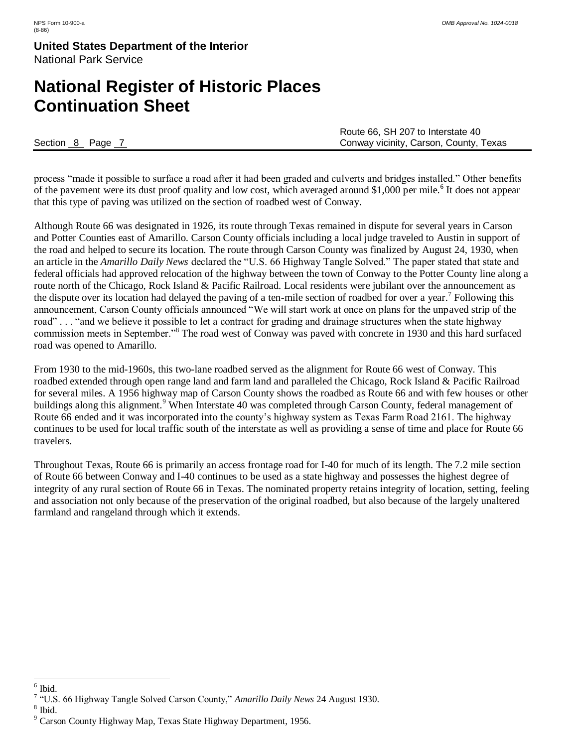process "made it possible to surface a road after it had been graded and culverts and bridges installed." Other benefits of the pavement were its dust proof quality and low cost, which averaged around $1,000 per mile.[6] It does not appear that this type of paving was utilized on the section of roadbed west of Conway.

Although Route 66 was designated in 1926, its route through Texas remained in dispute for several years in Carson and Potter Counties east of Amarillo. Carson County officials including a local judge traveled to Austin in support of the road and helped to secure its location. The route through Carson County was finalized by August 24, 1930, when an article in the *Amarillo Daily News* declared the "U.S. 66 Highway Tangle Solved." The paper stated that state and federal officials had approved relocation of the highway between the town of Conway to the Potter County line along a route north of the Chicago, Rock Island & Pacific Railroad. Local residents were jubilant over the announcement as the dispute over its location had delayed the paving of a ten-mile section of roadbed for over a year.[7] Following this announcement, Carson County officials announced "We will start work at once on plans for the unpaved strip of the road" . . . "and we believe it possible to let a contract for grading and drainage structures when the state highway commission meets in September."[8] The road west of Conway was paved with concrete in 1930 and this hard surfaced road was opened to Amarillo.

From 1930 to the mid-1960s, this two-lane roadbed served as the alignment for Route 66 west of Conway. This roadbed extended through open range land and farm land and paralleled the Chicago, Rock Island & Pacific Railroad for several miles. A 1956 highway map of Carson County shows the roadbed as Route 66 and with few houses or other buildings along this alignment.[9] When Interstate 40 was completed through Carson County, federal management of Route 66 ended and it was incorporated into the county's highway system as Texas Farm Road 2161. The highway continues to be used for local traffic south of the interstate as well as providing a sense of time and place for Route 66 travelers.

Throughout Texas, Route 66 is primarily an access frontage road for I-40 for much of its length. The 7.2 mile section of Route 66 between Conway and I-40 continues to be used as a state highway and possesses the highest degree of integrity of any rural section of Route 66 in Texas. The nominated property retains integrity of location, setting, feeling and association not only because of the preservation of the original roadbed, but also because of the largely unaltered farmland and rangeland through which it extends.

---

[6] Ibid.

[7] "U.S. 66 Highway Tangle Solved Carson County," *Amarillo Daily News* 24 August 1930.

[8] Ibid.

[9] Carson County Highway Map, Texas State Highway Department, 1956.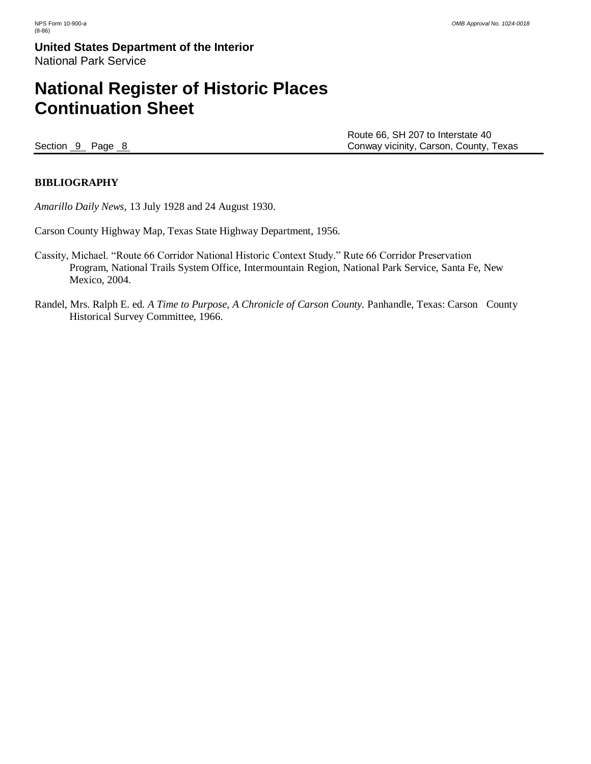**BIBLIOGRAPHY**

*Amarillo Daily News*, 13 July 1928 and 24 August 1930.

Carson County Highway Map, Texas State Highway Department, 1956.

Cassity, Michael. "Route 66 Corridor National Historic Context Study." Rute 66 Corridor Preservation Program, National Trails System Office, Intermountain Region, National Park Service, Santa Fe, New Mexico, 2004.

Randel, Mrs. Ralph E. ed. *A Time to Purpose, A Chronicle of Carson County.* Panhandle, Texas: Carson County Historical Survey Committee, 1966.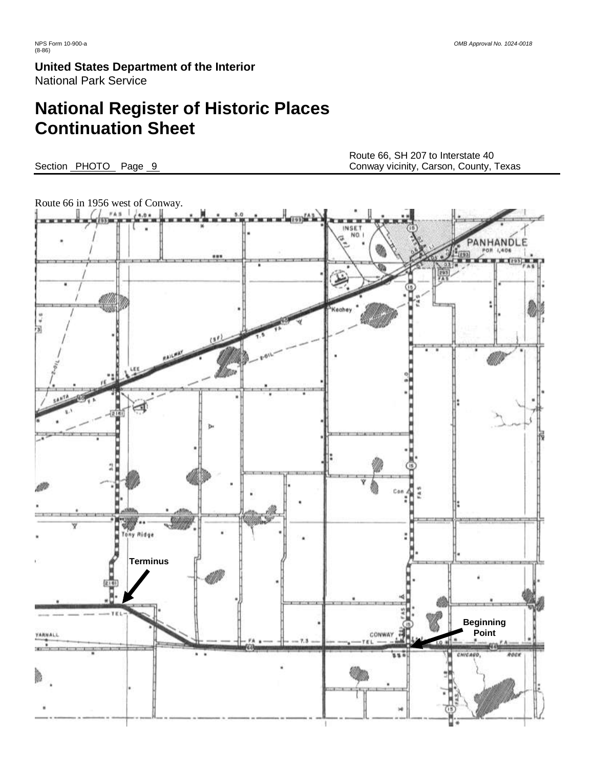NPS Form 10-900-a
(8-86)

OMB Approval No. 1024-0018

**United States Department of the Interior**
National Park Service

# National Register of Historic Places Continuation Sheet

Section PHOTO Page 9

Route 66, SH 207 to Interstate 40
Conway vicinity, Carson, County, Texas

Route 66 in 1956 west of Conway.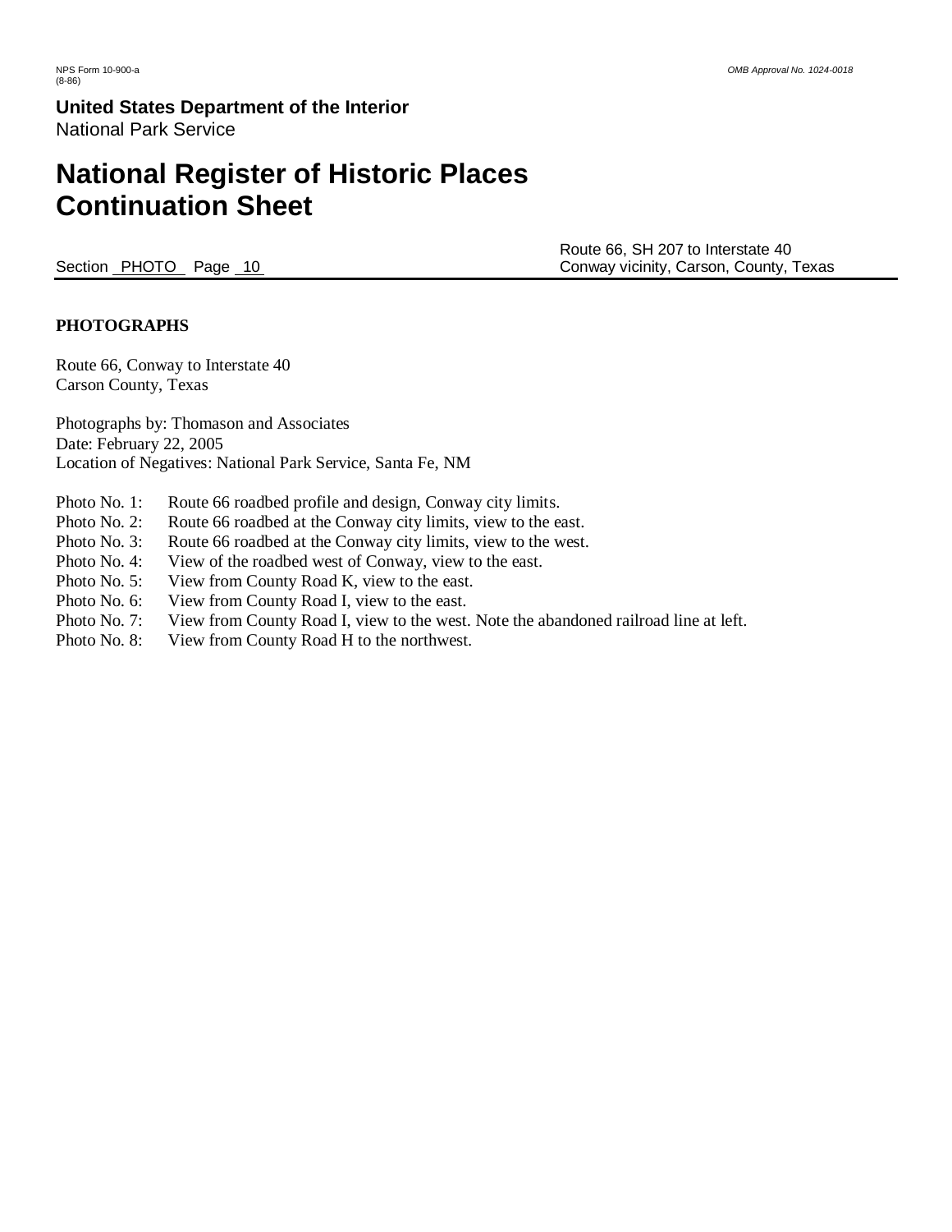## PHOTOGRAPHS

Route 66, Conway to Interstate 40
Carson County, Texas

Photographs by: Thomason and Associates
Date: February 22, 2005
Location of Negatives: National Park Service, Santa Fe, NM

Photo No. 1: Route 66 roadbed profile and design, Conway city limits.
Photo No. 2: Route 66 roadbed at the Conway city limits, view to the east.
Photo No. 3: Route 66 roadbed at the Conway city limits, view to the west.
Photo No. 4: View of the roadbed west of Conway, view to the east.
Photo No. 5: View from County Road K, view to the east.
Photo No. 6: View from County Road I, view to the east.
Photo No. 7: View from County Road I, view to the west. Note the abandoned railroad line at left.
Photo No. 8: View from County Road H to the northwest.